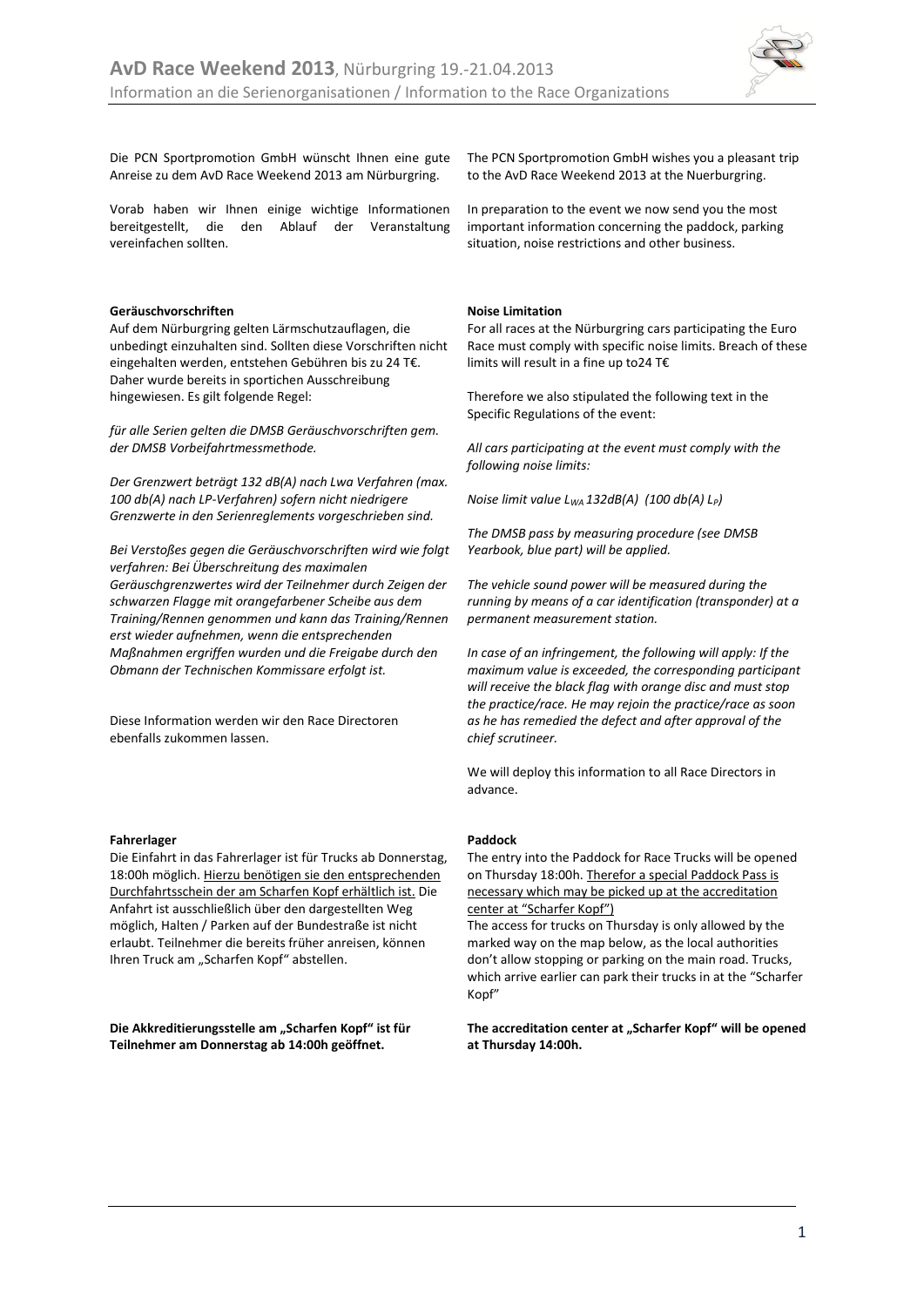# AvD Race Weekend 2013, Nürburgring 19.-21.04.2013

Information an die Serienorganisationen / Information to the Race Organizations

Die PCN Sportpromotion GmbH wünscht Ihnen eine gute Anreise zu dem AvD Race Weekend 2013 am Nürburgring.

Vorab haben wir Ihnen einige wichtige Informationen bereitgestellt, die den Ablauf der Veranstaltung vereinfachen sollten.

**Geräuschvorschriften**

Auf dem Nürburgring gelten Lärmschutzauflagen, die unbedingt einzuhalten sind. Sollten diese Vorschriften nicht eingehalten werden, entstehen Gebühren bis zu 24 T€. Daher wurde bereits in sportichen Ausschreibung hingewiesen. Es gilt folgende Regel:

*für alle Serien gelten die DMSB Geräuschvorschriften gem. der DMSB Vorbeifahrtmessmethode.*

*Der Grenzwert beträgt 132 dB(A) nach Lwa Verfahren (max. 100 db(A) nach LP-Verfahren) sofern nicht niedrigere Grenzwerte in den Serienreglements vorgeschrieben sind.*

*Bei Verstoßen gegen die Geräuschvorschriften wird wie folgt verfahren: Bei Überschreitung des maximalen Geräuschgrenzwertes wird der Teilnehmer durch Zeigen der schwarzen Flagge mit orangefarbener Scheibe aus dem Training/Rennen genommen und kann das Training/Rennen erst wieder aufnehmen, wenn die entsprechenden Maßnahmen ergriffen wurden und die Freigabe durch den Obmann der Technischen Kommissare erfolgt ist.*

Diese Information werden wir den Race Directoren ebenfalls zukommen lassen.

**Fahrerlager**

Die Einfahrt in das Fahrerlager ist für Trucks ab Donnerstag, 18:00h möglich. <u>Hierzu benötigen sie den entsprechenden Durchfahrtsschein der am Scharfen Kopf erhältlich ist.</u> Die Anfahrt ist ausschließlich über den dargestellten Weg möglich, Halten / Parken auf der Bundestraße ist nicht erlaubt. Teilnehmer die bereits früher anreisen, können Ihren Truck am „Scharfen Kopf" abstellen.

**Die Akkreditierungsstelle am „Scharfen Kopf" ist für Teilnehmer am Donnerstag ab 14:00h geöffnet.**

---

The PCN Sportpromotion GmbH wishes you a pleasant trip to the AvD Race Weekend 2013 at the Nuerburgring.

In preparation to the event we now send you the most important information concerning the paddock, parking situation, noise restrictions and other business.

**Noise Limitation**

For all races at the Nürburgring cars participating the Euro Race must comply with specific noise limits. Breach of these limits will result in a fine up to24 T€

Therefore we also stipulated the following text in the Specific Regulations of the event:

*All cars participating at the event must comply with the following noise limits:*

*Noise limit value $L_{WA}$ 132dB(A) (100 db(A) $L_P$)*

*The DMSB pass by measuring procedure (see DMSB Yearbook, blue part) will be applied.*

*The vehicle sound power will be measured during the running by means of a car identification (transponder) at a permanent measurement station.*

*In case of an infringement, the following will apply: If the maximum value is exceeded, the corresponding participant will receive the black flag with orange disc and must stop the practice/race. He may rejoin the practice/race as soon as he has remedied the defect and after approval of the chief scrutineer.*

We will deploy this information to all Race Directors in advance.

**Paddock**

The entry into the Paddock for Race Trucks will be opened on Thursday 18:00h. <u>Therefor a special Paddock Pass is necessary which may be picked up at the accreditation center at "Scharfer Kopf")</u>

The access for trucks on Thursday is only allowed by the marked way on the map below, as the local authorities don't allow stopping or parking on the main road. Trucks, which arrive earlier can park their trucks in at the "Scharfer Kopf"

**The accreditation center at „Scharfer Kopf" will be opened at Thursday 14:00h.**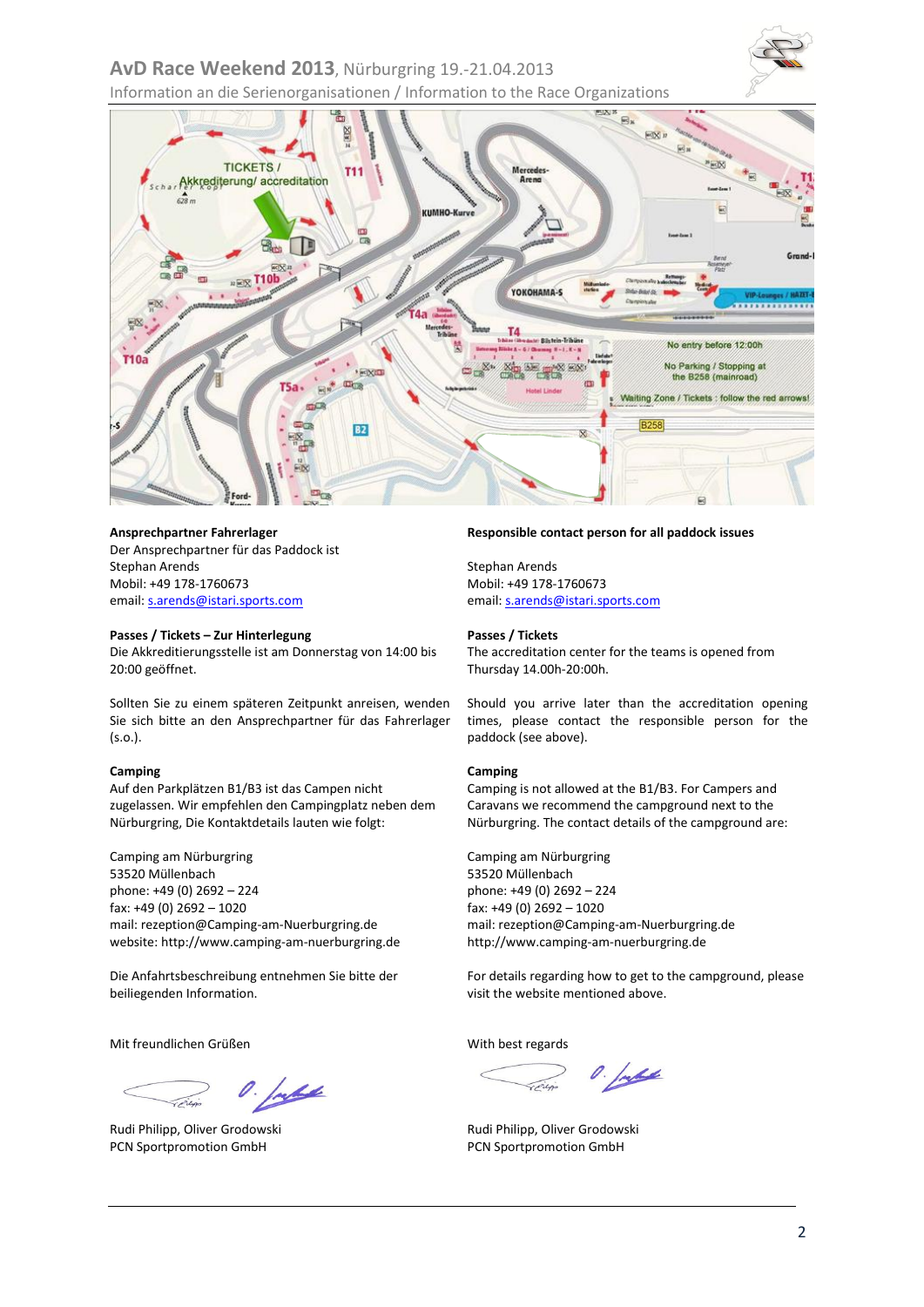Ansprechpartner Fahrerlager

Der Ansprechpartner für das Paddock ist
Stephan Arends
Mobil: +49 178-1760673
email: s.arends@istari.sports.com

**Passes / Tickets – Zur Hinterlegung**

Die Akkreditierungsstelle ist am Donnerstag von 14:00 bis 20:00 geöffnet.

Sollten Sie zu einem späteren Zeitpunkt anreisen, wenden Sie sich bitte an den Ansprechpartner für das Fahrerlager (s.o.).

**Camping**

Auf den Parkplätzen B1/B3 ist das Campen nicht zugelassen. Wir empfehlen den Campingplatz neben dem Nürburgring, Die Kontaktdetails lauten wie folgt:

Camping am Nürburgring
53520 Müllenbach
phone: +49 (0) 2692 – 224
fax: +49 (0) 2692 – 1020
mail: rezeption@Camping-am-Nuerburgring.de
website: http://www.camping-am-nuerburgring.de

Die Anfahrtsbeschreibung entnehmen Sie bitte der beiliegenden Information.

Mit freundlichen Grüßen

Rudi Philipp, Oliver Grodowski
PCN Sportpromotion GmbH

**Responsible contact person for all paddock issues**

Stephan Arends
Mobil: +49 178-1760673
email: s.arends@istari.sports.com

**Passes / Tickets**

The accreditation center for the teams is opened from Thursday 14.00h-20:00h.

Should you arrive later than the accreditation opening times, please contact the responsible person for the paddock (see above).

**Camping**

Camping is not allowed at the B1/B3. For Campers and Caravans we recommend the campground next to the Nürburgring. The contact details of the campground are:

Camping am Nürburgring
53520 Müllenbach
phone: +49 (0) 2692 – 224
fax: +49 (0) 2692 – 1020
mail: rezeption@Camping-am-Nuerburgring.de
http://www.camping-am-nuerburgring.de

For details regarding how to get to the campground, please visit the website mentioned above.

With best regards

Rudi Philipp, Oliver Grodowski
PCN Sportpromotion GmbH